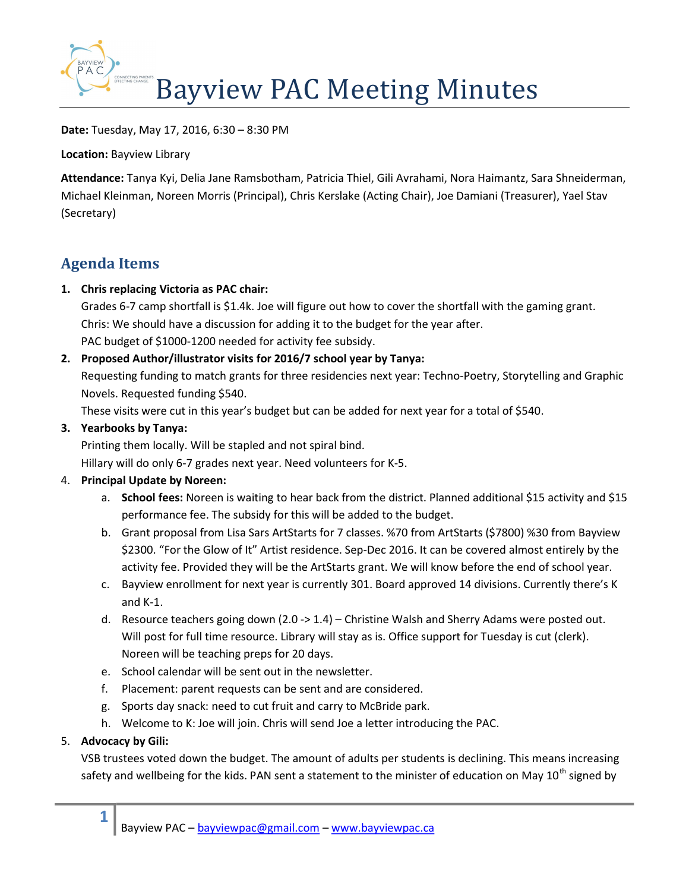# Bayview PAC Meeting Minutes

**Date:** Tuesday, May 17, 2016, 6:30 – 8:30 PM

**Location:** Bayview Library

**Attendance:** Tanya Kyi, Delia Jane Ramsbotham, Patricia Thiel, Gili Avrahami, Nora Haimantz, Sara Shneiderman, Michael Kleinman, Noreen Morris (Principal), Chris Kerslake (Acting Chair), Joe Damiani (Treasurer), Yael Stav (Secretary)

## Agenda Items

1. **Chris replacing Victoria as PAC chair:**
   Grades 6-7 camp shortfall is $1.4k. Joe will figure out how to cover the shortfall with the gaming grant.
   Chris: We should have a discussion for adding it to the budget for the year after.
   PAC budget of $1000-1200 needed for activity fee subsidy.
2. **Proposed Author/illustrator visits for 2016/7 school year by Tanya:**
   Requesting funding to match grants for three residencies next year: Techno-Poetry, Storytelling and Graphic Novels. Requested funding $540.
   These visits were cut in this year's budget but can be added for next year for a total of $540.
3. **Yearbooks by Tanya:**
   Printing them locally. Will be stapled and not spiral bind.
   Hillary will do only 6-7 grades next year. Need volunteers for K-5.
4. **Principal Update by Noreen:**
   a. **School fees:** Noreen is waiting to hear back from the district. Planned additional $15 activity and $15 performance fee. The subsidy for this will be added to the budget.
   b. Grant proposal from Lisa Sars ArtStarts for 7 classes. %70 from ArtStarts ($7800) %30 from Bayview $2300. "For the Glow of It" Artist residence. Sep-Dec 2016. It can be covered almost entirely by the activity fee. Provided they will be the ArtStarts grant. We will know before the end of school year.
   c. Bayview enrollment for next year is currently 301. Board approved 14 divisions. Currently there's K and K-1.
   d. Resource teachers going down (2.0 -> 1.4) – Christine Walsh and Sherry Adams were posted out. Will post for full time resource. Library will stay as is. Office support for Tuesday is cut (clerk). Noreen will be teaching preps for 20 days.
   e. School calendar will be sent out in the newsletter.
   f. Placement: parent requests can be sent and are considered.
   g. Sports day snack: need to cut fruit and carry to McBride park.
   h. Welcome to K: Joe will join. Chris will send Joe a letter introducing the PAC.
5. **Advocacy by Gili:**
   VSB trustees voted down the budget. The amount of adults per students is declining. This means increasing safety and wellbeing for the kids. PAN sent a statement to the minister of education on May 10th signed by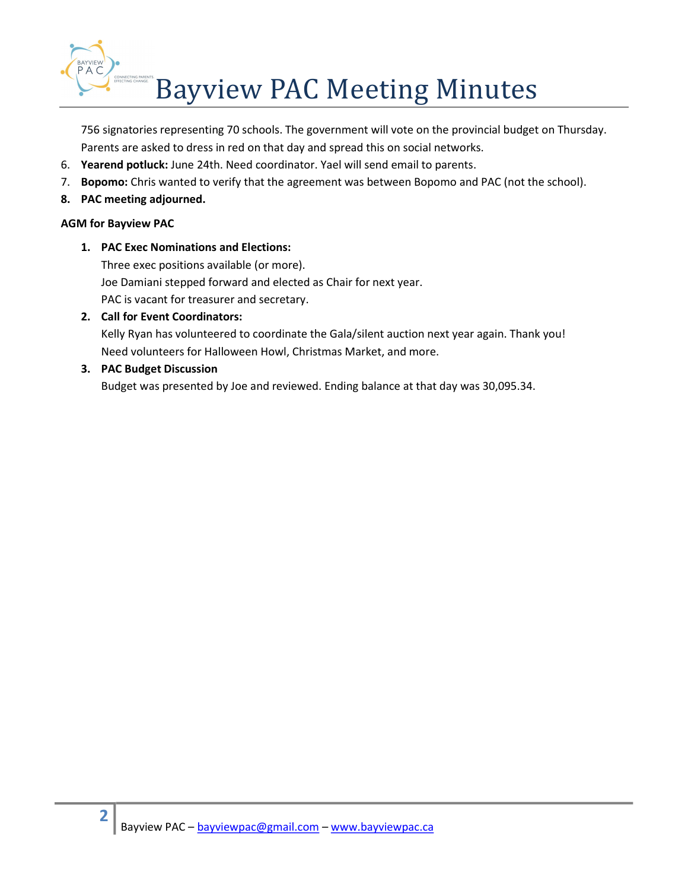756 signatories representing 70 schools. The government will vote on the provincial budget on Thursday. Parents are asked to dress in red on that day and spread this on social networks.

6. **Yearend potluck:** June 24th. Need coordinator. Yael will send email to parents.
7. **Bopomo:** Chris wanted to verify that the agreement was between Bopomo and PAC (not the school).
8. **PAC meeting adjourned.**

**AGM for Bayview PAC**

1. **PAC Exec Nominations and Elections:**
   Three exec positions available (or more).
   Joe Damiani stepped forward and elected as Chair for next year.
   PAC is vacant for treasurer and secretary.
2. **Call for Event Coordinators:**
   Kelly Ryan has volunteered to coordinate the Gala/silent auction next year again. Thank you!
   Need volunteers for Halloween Howl, Christmas Market, and more.
3. **PAC Budget Discussion**
   Budget was presented by Joe and reviewed. Ending balance at that day was 30,095.34.